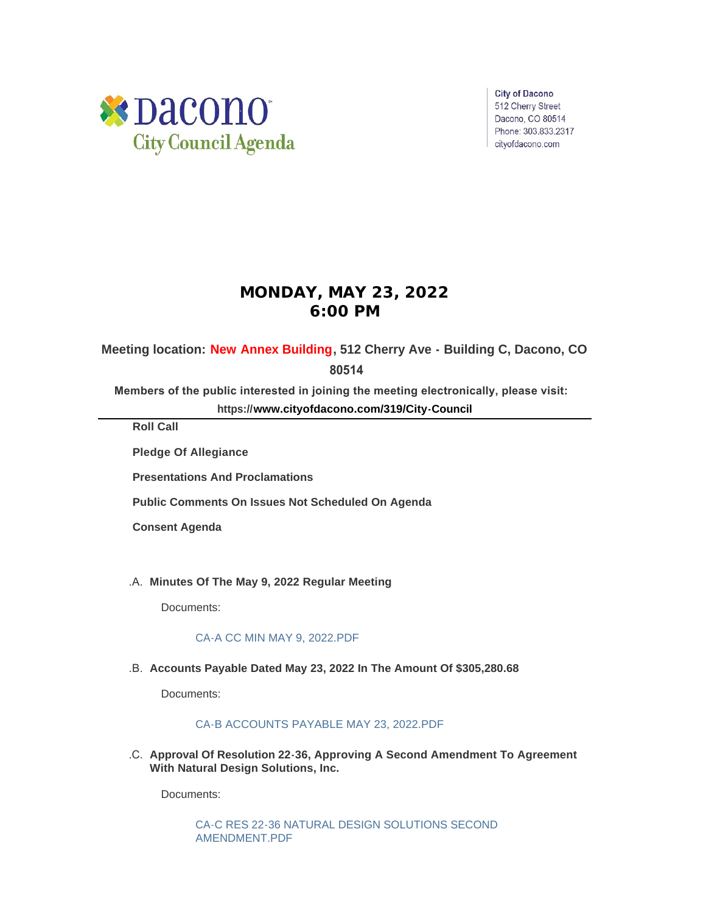Dacono City Council Agenda

City of Dacono
512 Cherry Street
Dacono, CO 80514
Phone: 303.833.2317
cityofdacono.com

# MONDAY, MAY 23, 2022
# 6:00 PM

**Meeting location: New Annex Building, 512 Cherry Ave - Building C, Dacono, CO 80514**

**Members of the public interested in joining the meeting electronically, please visit: https://www.cityofdacono.com/319/City-Council**

---

**Roll Call**

**Pledge Of Allegiance**

**Presentations And Proclamations**

**Public Comments On Issues Not Scheduled On Agenda**

**Consent Agenda**

.A. **Minutes Of The May 9, 2022 Regular Meeting**

Documents:

CA-A CC MIN MAY 9, 2022.PDF

.B. **Accounts Payable Dated May 23, 2022 In The Amount Of $305,280.68**

Documents:

CA-B ACCOUNTS PAYABLE MAY 23, 2022.PDF

.C. **Approval Of Resolution 22-36, Approving A Second Amendment To Agreement With Natural Design Solutions, Inc.**

Documents:

CA-C RES 22-36 NATURAL DESIGN SOLUTIONS SECOND AMENDMENT.PDF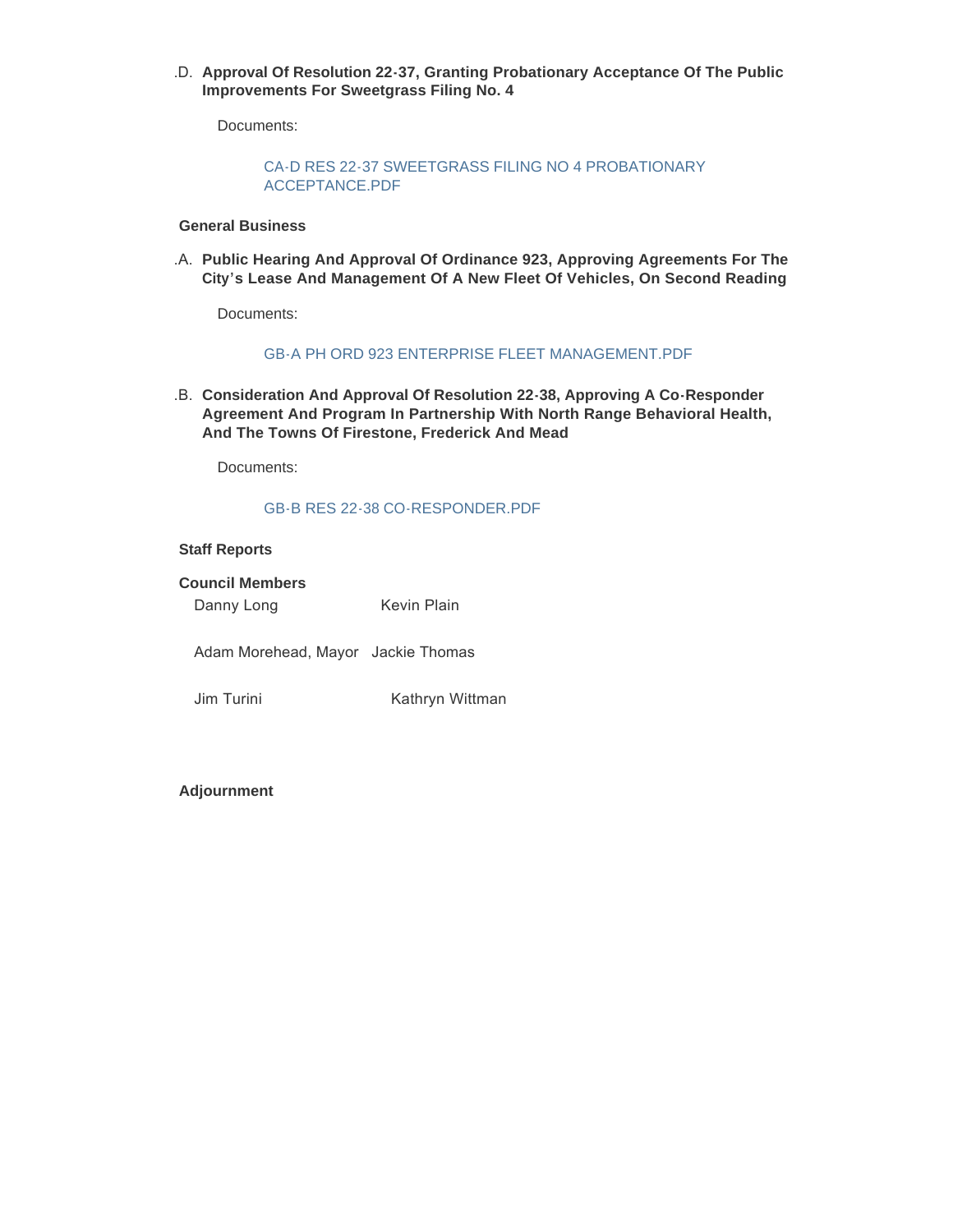.D. **Approval Of Resolution 22-37, Granting Probationary Acceptance Of The Public Improvements For Sweetgrass Filing No. 4**

Documents:

CA-D RES 22-37 SWEETGRASS FILING NO 4 PROBATIONARY ACCEPTANCE.PDF

**General Business**

.A. **Public Hearing And Approval Of Ordinance 923, Approving Agreements For The City's Lease And Management Of A New Fleet Of Vehicles, On Second Reading**

Documents:

GB-A PH ORD 923 ENTERPRISE FLEET MANAGEMENT.PDF

.B. **Consideration And Approval Of Resolution 22-38, Approving A Co-Responder Agreement And Program In Partnership With North Range Behavioral Health, And The Towns Of Firestone, Frederick And Mead**

Documents:

GB-B RES 22-38 CO-RESPONDER.PDF

**Staff Reports**

**Council Members**

Danny Long	Kevin Plain

Adam Morehead, Mayor	Jackie Thomas

Jim Turini	Kathryn Wittman

**Adjournment**